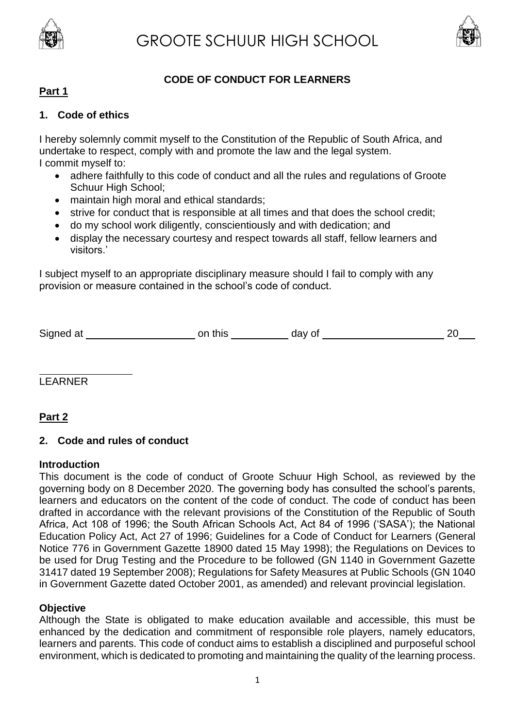# GROOTE SCHUUR HIGH SCHOOL

## CODE OF CONDUCT FOR LEARNERS

**Part 1**

### 1. Code of ethics

I hereby solemnly commit myself to the Constitution of the Republic of South Africa, and undertake to respect, comply with and promote the law and the legal system.
I commit myself to:

- adhere faithfully to this code of conduct and all the rules and regulations of Groote Schuur High School;
- maintain high moral and ethical standards;
- strive for conduct that is responsible at all times and that does the school credit;
- do my school work diligently, conscientiously and with dedication; and
- display the necessary courtesy and respect towards all staff, fellow learners and visitors.'

I subject myself to an appropriate disciplinary measure should I fail to comply with any provision or measure contained in the school's code of conduct.

Signed at ____________________ on this __________ day of ______________________ 20___

_________________
LEARNER

**Part 2**

### 2. Code and rules of conduct

**Introduction**

This document is the code of conduct of Groote Schuur High School, as reviewed by the governing body on 8 December 2020. The governing body has consulted the school's parents, learners and educators on the content of the code of conduct. The code of conduct has been drafted in accordance with the relevant provisions of the Constitution of the Republic of South Africa, Act 108 of 1996; the South African Schools Act, Act 84 of 1996 ('SASA'); the National Education Policy Act, Act 27 of 1996; Guidelines for a Code of Conduct for Learners (General Notice 776 in Government Gazette 18900 dated 15 May 1998); the Regulations on Devices to be used for Drug Testing and the Procedure to be followed (GN 1140 in Government Gazette 31417 dated 19 September 2008); Regulations for Safety Measures at Public Schools (GN 1040 in Government Gazette dated October 2001, as amended) and relevant provincial legislation.

**Objective**

Although the State is obligated to make education available and accessible, this must be enhanced by the dedication and commitment of responsible role players, namely educators, learners and parents. This code of conduct aims to establish a disciplined and purposeful school environment, which is dedicated to promoting and maintaining the quality of the learning process.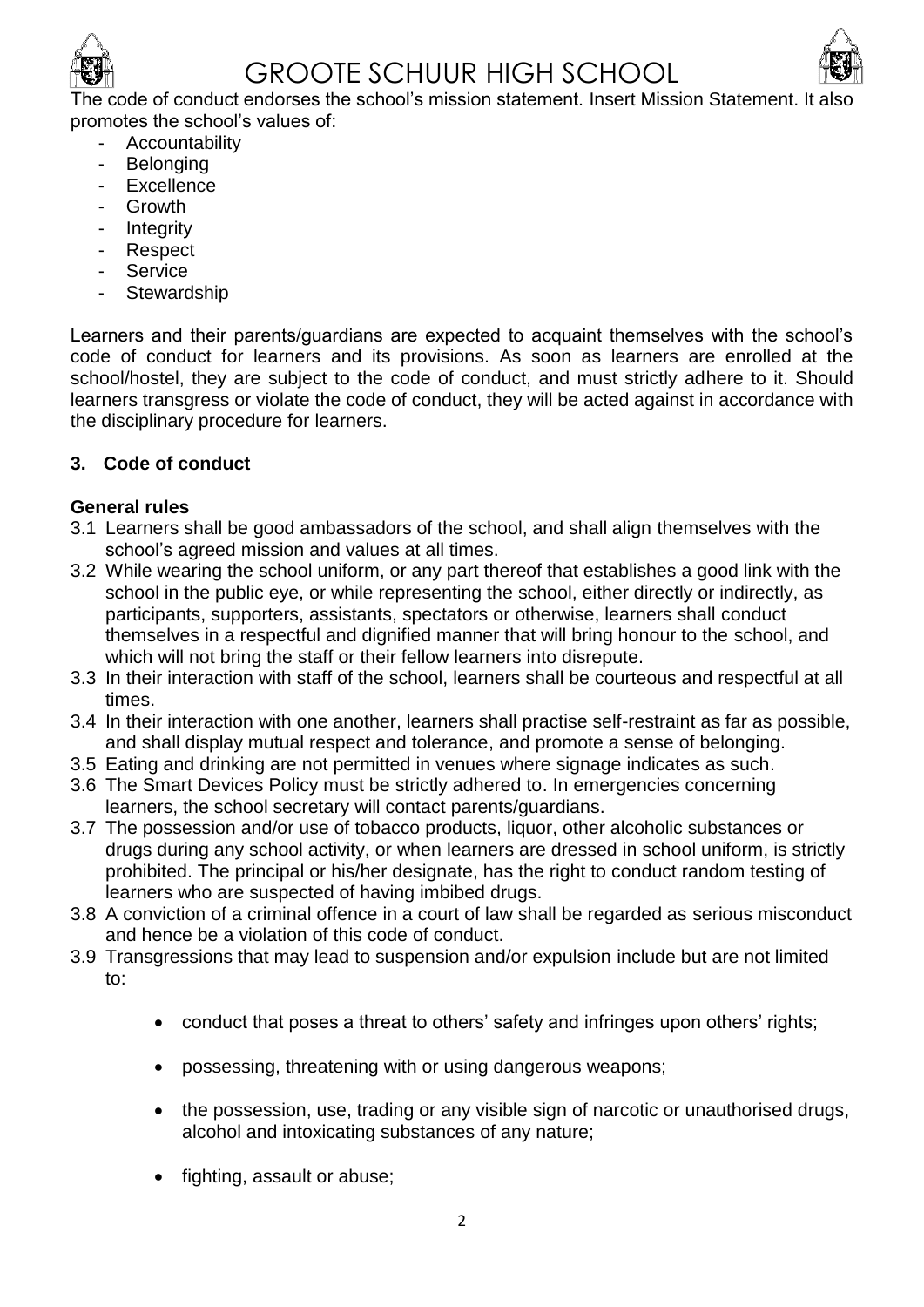The code of conduct endorses the school's mission statement. Insert Mission Statement. It also promotes the school's values of:

- Accountability
- Belonging
- Excellence
- Growth
- Integrity
- Respect
- Service
- Stewardship

Learners and their parents/guardians are expected to acquaint themselves with the school's code of conduct for learners and its provisions. As soon as learners are enrolled at the school/hostel, they are subject to the code of conduct, and must strictly adhere to it. Should learners transgress or violate the code of conduct, they will be acted against in accordance with the disciplinary procedure for learners.

## 3. Code of conduct

**General rules**

3.1 Learners shall be good ambassadors of the school, and shall align themselves with the school's agreed mission and values at all times.

3.2 While wearing the school uniform, or any part thereof that establishes a good link with the school in the public eye, or while representing the school, either directly or indirectly, as participants, supporters, assistants, spectators or otherwise, learners shall conduct themselves in a respectful and dignified manner that will bring honour to the school, and which will not bring the staff or their fellow learners into disrepute.

3.3 In their interaction with staff of the school, learners shall be courteous and respectful at all times.

3.4 In their interaction with one another, learners shall practise self-restraint as far as possible, and shall display mutual respect and tolerance, and promote a sense of belonging.

3.5 Eating and drinking are not permitted in venues where signage indicates as such.

3.6 The Smart Devices Policy must be strictly adhered to. In emergencies concerning learners, the school secretary will contact parents/guardians.

3.7 The possession and/or use of tobacco products, liquor, other alcoholic substances or drugs during any school activity, or when learners are dressed in school uniform, is strictly prohibited. The principal or his/her designate, has the right to conduct random testing of learners who are suspected of having imbibed drugs.

3.8 A conviction of a criminal offence in a court of law shall be regarded as serious misconduct and hence be a violation of this code of conduct.

3.9 Transgressions that may lead to suspension and/or expulsion include but are not limited to:

- conduct that poses a threat to others' safety and infringes upon others' rights;
- possessing, threatening with or using dangerous weapons;
- the possession, use, trading or any visible sign of narcotic or unauthorised drugs, alcohol and intoxicating substances of any nature;
- fighting, assault or abuse;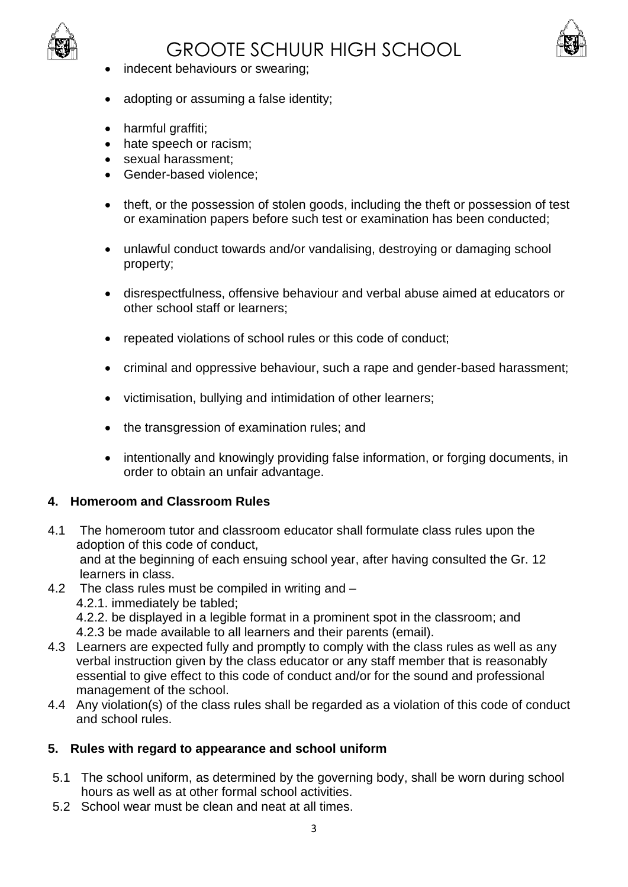- indecent behaviours or swearing;
- adopting or assuming a false identity;
- harmful graffiti;
- hate speech or racism;
- sexual harassment;
- Gender-based violence;
- theft, or the possession of stolen goods, including the theft or possession of test or examination papers before such test or examination has been conducted;
- unlawful conduct towards and/or vandalising, destroying or damaging school property;
- disrespectfulness, offensive behaviour and verbal abuse aimed at educators or other school staff or learners;
- repeated violations of school rules or this code of conduct;
- criminal and oppressive behaviour, such a rape and gender-based harassment;
- victimisation, bullying and intimidation of other learners;
- the transgression of examination rules; and
- intentionally and knowingly providing false information, or forging documents, in order to obtain an unfair advantage.

**4. Homeroom and Classroom Rules**

4.1 The homeroom tutor and classroom educator shall formulate class rules upon the adoption of this code of conduct, and at the beginning of each ensuing school year, after having consulted the Gr. 12 learners in class.

4.2 The class rules must be compiled in writing and –

4.2.1. immediately be tabled;

4.2.2. be displayed in a legible format in a prominent spot in the classroom; and

4.2.3 be made available to all learners and their parents (email).

4.3 Learners are expected fully and promptly to comply with the class rules as well as any verbal instruction given by the class educator or any staff member that is reasonably essential to give effect to this code of conduct and/or for the sound and professional management of the school.

4.4 Any violation(s) of the class rules shall be regarded as a violation of this code of conduct and school rules.

**5. Rules with regard to appearance and school uniform**

5.1 The school uniform, as determined by the governing body, shall be worn during school hours as well as at other formal school activities.

5.2 School wear must be clean and neat at all times.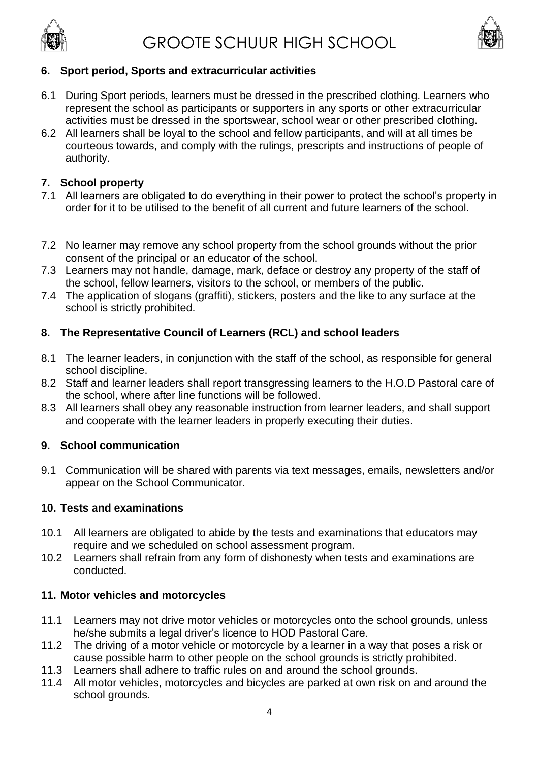## 6. Sport period, Sports and extracurricular activities

6.1 During Sport periods, learners must be dressed in the prescribed clothing. Learners who represent the school as participants or supporters in any sports or other extracurricular activities must be dressed in the sportswear, school wear or other prescribed clothing.

6.2 All learners shall be loyal to the school and fellow participants, and will at all times be courteous towards, and comply with the rulings, prescripts and instructions of people of authority.

## 7. School property

7.1 All learners are obligated to do everything in their power to protect the school's property in order for it to be utilised to the benefit of all current and future learners of the school.

7.2 No learner may remove any school property from the school grounds without the prior consent of the principal or an educator of the school.

7.3 Learners may not handle, damage, mark, deface or destroy any property of the staff of the school, fellow learners, visitors to the school, or members of the public.

7.4 The application of slogans (graffiti), stickers, posters and the like to any surface at the school is strictly prohibited.

## 8. The Representative Council of Learners (RCL) and school leaders

8.1 The learner leaders, in conjunction with the staff of the school, as responsible for general school discipline.

8.2 Staff and learner leaders shall report transgressing learners to the H.O.D Pastoral care of the school, where after line functions will be followed.

8.3 All learners shall obey any reasonable instruction from learner leaders, and shall support and cooperate with the learner leaders in properly executing their duties.

## 9. School communication

9.1 Communication will be shared with parents via text messages, emails, newsletters and/or appear on the School Communicator.

## 10. Tests and examinations

10.1 All learners are obligated to abide by the tests and examinations that educators may require and we scheduled on school assessment program.

10.2 Learners shall refrain from any form of dishonesty when tests and examinations are conducted.

## 11. Motor vehicles and motorcycles

11.1 Learners may not drive motor vehicles or motorcycles onto the school grounds, unless he/she submits a legal driver's licence to HOD Pastoral Care.

11.2 The driving of a motor vehicle or motorcycle by a learner in a way that poses a risk or cause possible harm to other people on the school grounds is strictly prohibited.

11.3 Learners shall adhere to traffic rules on and around the school grounds.

11.4 All motor vehicles, motorcycles and bicycles are parked at own risk on and around the school grounds.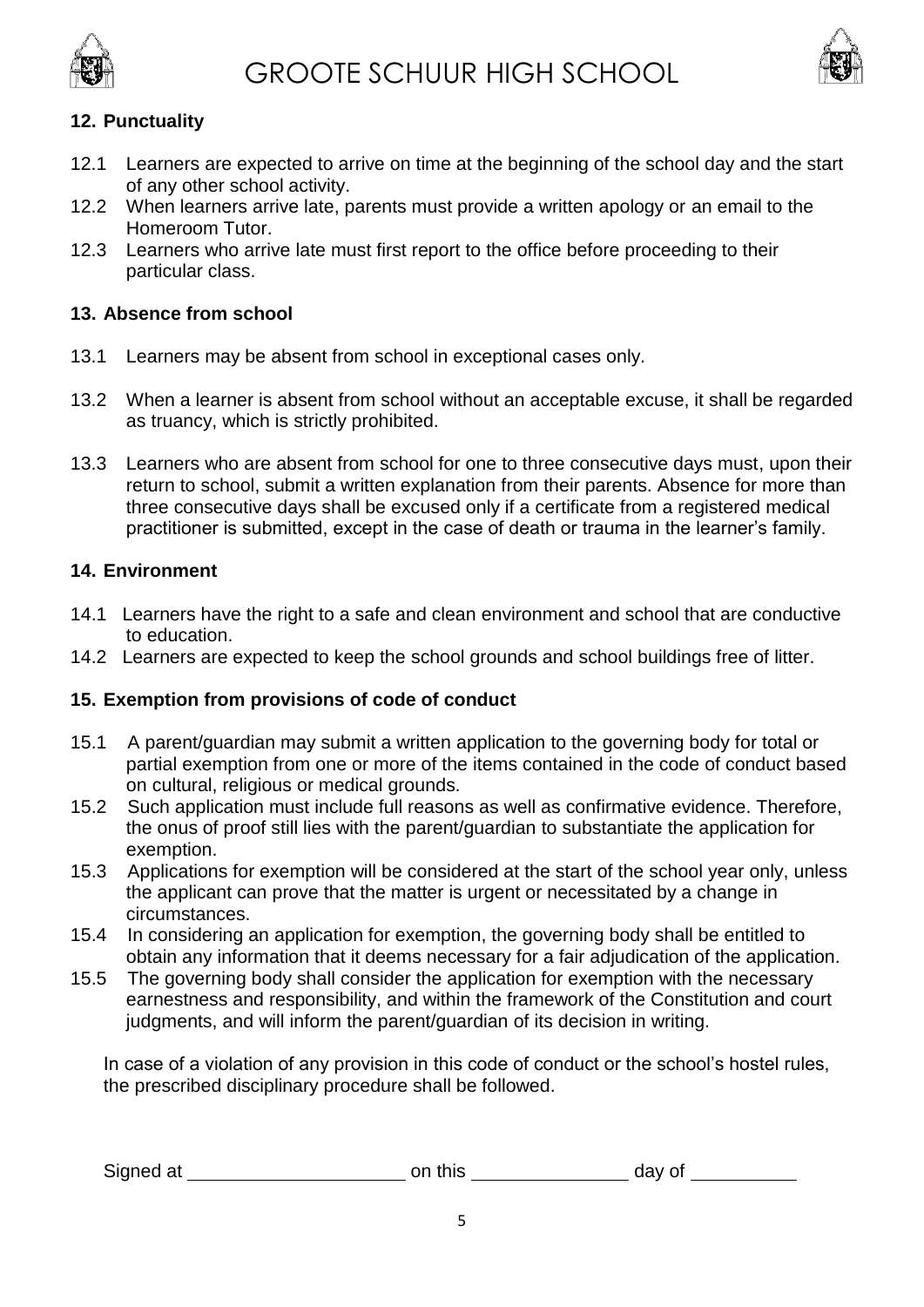## 12. Punctuality

12.1 Learners are expected to arrive on time at the beginning of the school day and the start of any other school activity.

12.2 When learners arrive late, parents must provide a written apology or an email to the Homeroom Tutor.

12.3 Learners who arrive late must first report to the office before proceeding to their particular class.

## 13. Absence from school

13.1 Learners may be absent from school in exceptional cases only.

13.2 When a learner is absent from school without an acceptable excuse, it shall be regarded as truancy, which is strictly prohibited.

13.3 Learners who are absent from school for one to three consecutive days must, upon their return to school, submit a written explanation from their parents. Absence for more than three consecutive days shall be excused only if a certificate from a registered medical practitioner is submitted, except in the case of death or trauma in the learner's family.

## 14. Environment

14.1 Learners have the right to a safe and clean environment and school that are conductive to education.

14.2 Learners are expected to keep the school grounds and school buildings free of litter.

## 15. Exemption from provisions of code of conduct

15.1 A parent/guardian may submit a written application to the governing body for total or partial exemption from one or more of the items contained in the code of conduct based on cultural, religious or medical grounds.

15.2 Such application must include full reasons as well as confirmative evidence. Therefore, the onus of proof still lies with the parent/guardian to substantiate the application for exemption.

15.3 Applications for exemption will be considered at the start of the school year only, unless the applicant can prove that the matter is urgent or necessitated by a change in circumstances.

15.4 In considering an application for exemption, the governing body shall be entitled to obtain any information that it deems necessary for a fair adjudication of the application.

15.5 The governing body shall consider the application for exemption with the necessary earnestness and responsibility, and within the framework of the Constitution and court judgments, and will inform the parent/guardian of its decision in writing.

In case of a violation of any provision in this code of conduct or the school's hostel rules, the prescribed disciplinary procedure shall be followed.

Signed at ____________________ on this ______________ day of __________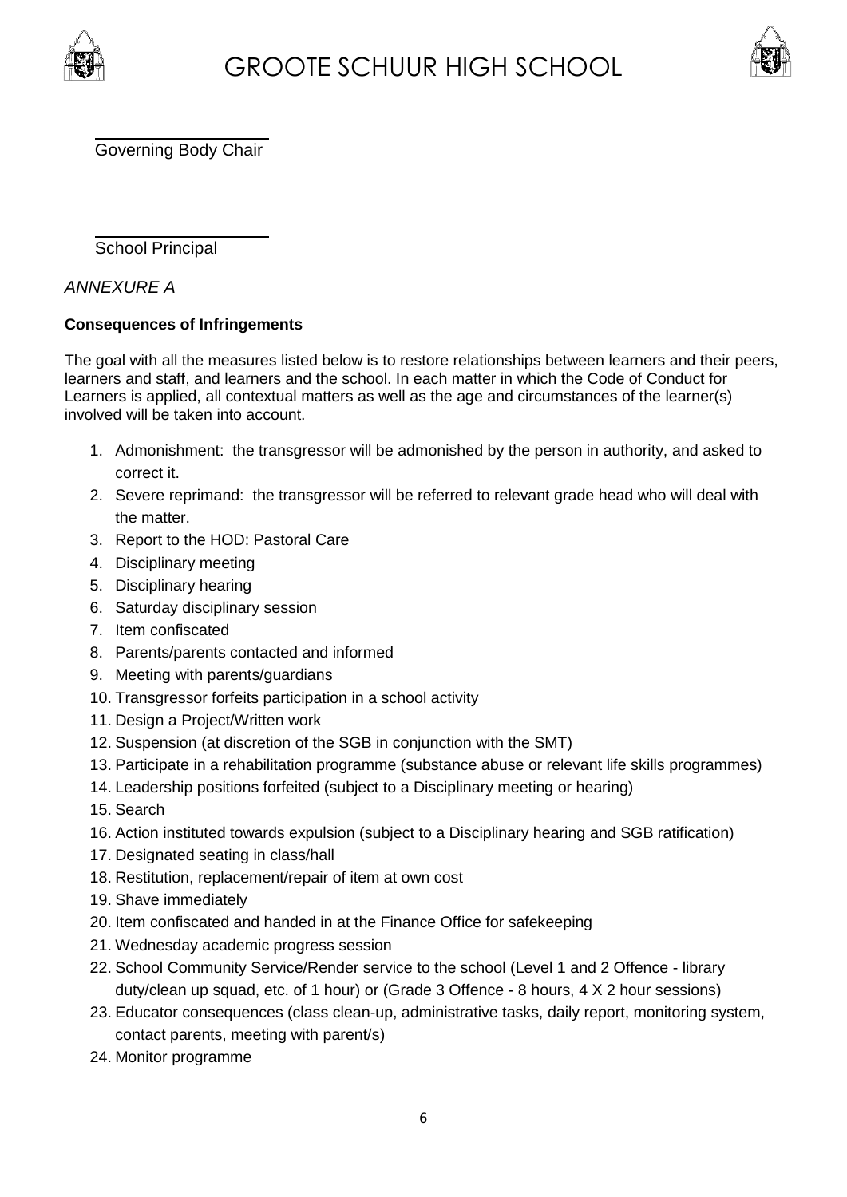Governing Body Chair

School Principal

*ANNEXURE A*

**Consequences of Infringements**

The goal with all the measures listed below is to restore relationships between learners and their peers, learners and staff, and learners and the school. In each matter in which the Code of Conduct for Learners is applied, all contextual matters as well as the age and circumstances of the learner(s) involved will be taken into account.

1. Admonishment: the transgressor will be admonished by the person in authority, and asked to correct it.
2. Severe reprimand: the transgressor will be referred to relevant grade head who will deal with the matter.
3. Report to the HOD: Pastoral Care
4. Disciplinary meeting
5. Disciplinary hearing
6. Saturday disciplinary session
7. Item confiscated
8. Parents/parents contacted and informed
9. Meeting with parents/guardians
10. Transgressor forfeits participation in a school activity
11. Design a Project/Written work
12. Suspension (at discretion of the SGB in conjunction with the SMT)
13. Participate in a rehabilitation programme (substance abuse or relevant life skills programmes)
14. Leadership positions forfeited (subject to a Disciplinary meeting or hearing)
15. Search
16. Action instituted towards expulsion (subject to a Disciplinary hearing and SGB ratification)
17. Designated seating in class/hall
18. Restitution, replacement/repair of item at own cost
19. Shave immediately
20. Item confiscated and handed in at the Finance Office for safekeeping
21. Wednesday academic progress session
22. School Community Service/Render service to the school (Level 1 and 2 Offence - library duty/clean up squad, etc. of 1 hour) or (Grade 3 Offence - 8 hours, 4 X 2 hour sessions)
23. Educator consequences (class clean-up, administrative tasks, daily report, monitoring system, contact parents, meeting with parent/s)
24. Monitor programme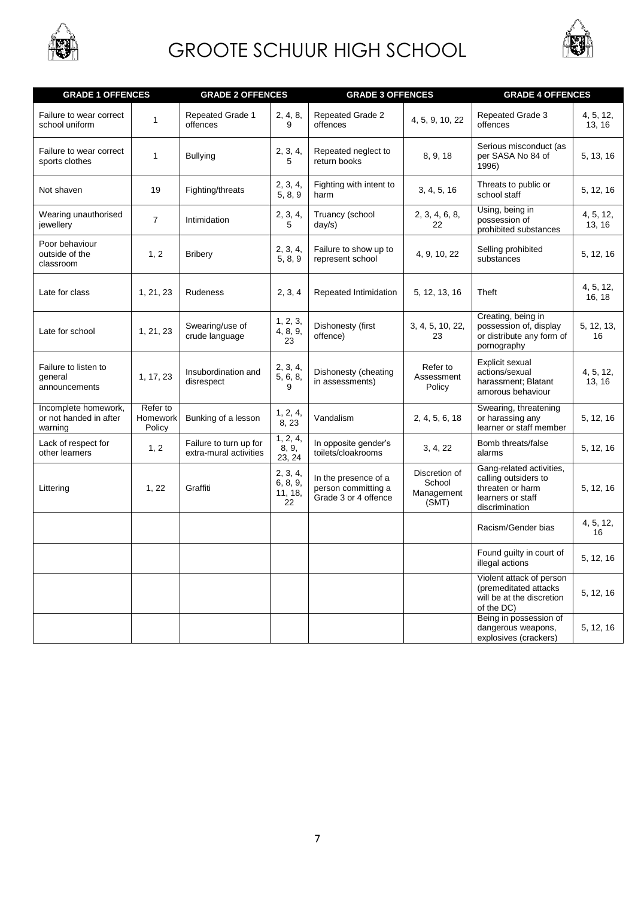# GROOTE SCHUUR HIGH SCHOOL

| GRADE 1 OFFENCES | | GRADE 2 OFFENCES | | GRADE 3 OFFENCES | | GRADE 4 OFFENCES | |
|---|---|---|---|---|---|---|---|
| Failure to wear correct school uniform | 1 | Repeated Grade 1 offences | 2, 4, 8, 9 | Repeated Grade 2 offences | 4, 5, 9, 10, 22 | Repeated Grade 3 offences | 4, 5, 12, 13, 16 |
| Failure to wear correct sports clothes | 1 | Bullying | 2, 3, 4, 5 | Repeated neglect to return books | 8, 9, 18 | Serious misconduct (as per SASA No 84 of 1996) | 5, 13, 16 |
| Not shaven | 19 | Fighting/threats | 2, 3, 4, 5, 8, 9 | Fighting with intent to harm | 3, 4, 5, 16 | Threats to public or school staff | 5, 12, 16 |
| Wearing unauthorised jewellery | 7 | Intimidation | 2, 3, 4, 5 | Truancy (school day/s) | 2, 3, 4, 6, 8, 22 | Using, being in possession of prohibited substances | 4, 5, 12, 13, 16 |
| Poor behaviour outside of the classroom | 1, 2 | Bribery | 2, 3, 4, 5, 8, 9 | Failure to show up to represent school | 4, 9, 10, 22 | Selling prohibited substances | 5, 12, 16 |
| Late for class | 1, 21, 23 | Rudeness | 2, 3, 4 | Repeated Intimidation | 5, 12, 13, 16 | Theft | 4, 5, 12, 16, 18 |
| Late for school | 1, 21, 23 | Swearing/use of crude language | 1, 2, 3, 4, 8, 9, 23 | Dishonesty (first offence) | 3, 4, 5, 10, 22, 23 | Creating, being in possession of, display or distribute any form of pornography | 5, 12, 13, 16 |
| Failure to listen to general announcements | 1, 17, 23 | Insubordination and disrespect | 2, 3, 4, 5, 6, 8, 9 | Dishonesty (cheating in assessments) | Refer to Assessment Policy | Explicit sexual actions/sexual harassment; Blatant amorous behaviour | 4, 5, 12, 13, 16 |
| Incomplete homework, or not handed in after warning | Refer to Homework Policy | Bunking of a lesson | 1, 2, 4, 8, 23 | Vandalism | 2, 4, 5, 6, 18 | Swearing, threatening or harassing any learner or staff member | 5, 12, 16 |
| Lack of respect for other learners | 1, 2 | Failure to turn up for extra-mural activities | 1, 2, 4, 8, 9, 23, 24 | In opposite gender's toilets/cloakrooms | 3, 4, 22 | Bomb threats/false alarms | 5, 12, 16 |
| Littering | 1, 22 | Graffiti | 2, 3, 4, 6, 8, 9, 11, 18, 22 | In the presence of a person committing a Grade 3 or 4 offence | Discretion of School Management (SMT) | Gang-related activities, calling outsiders to threaten or harm learners or staff discrimination | 5, 12, 16 |
| | | | | | | Racism/Gender bias | 4, 5, 12, 16 |
| | | | | | | Found guilty in court of illegal actions | 5, 12, 16 |
| | | | | | | Violent attack of person (premeditated attacks will be at the discretion of the DC) | 5, 12, 16 |
| | | | | | | Being in possession of dangerous weapons, explosives (crackers) | 5, 12, 16 |